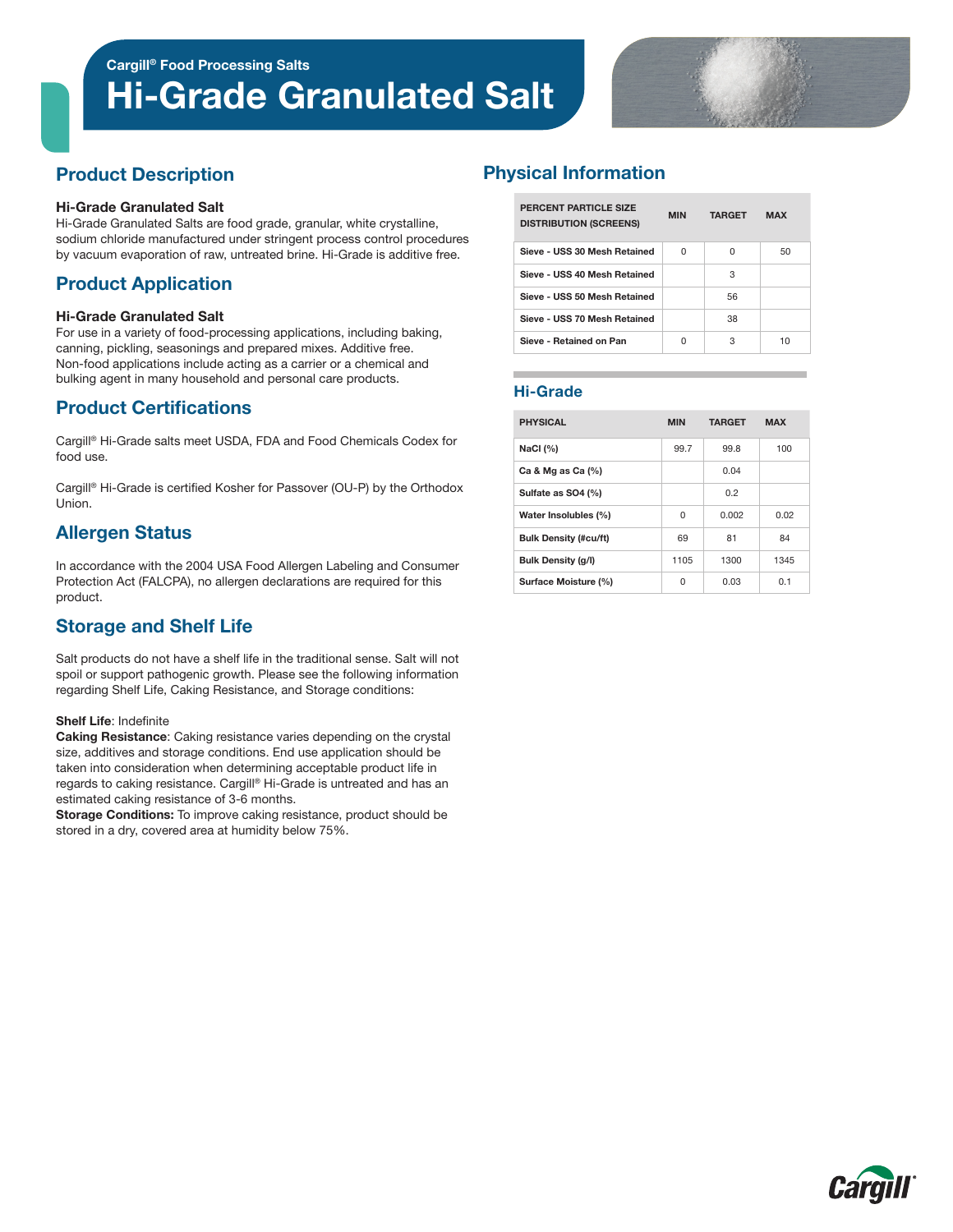Cargill® Food Processing Salts

# Hi-Grade Granulated Salt

## Product Description

**Hi-Grade Granulated Salt**
Hi-Grade Granulated Salts are food grade, granular, white crystalline, sodium chloride manufactured under stringent process control procedures by vacuum evaporation of raw, untreated brine. Hi-Grade is additive free.

## Product Application

**Hi-Grade Granulated Salt**
For use in a variety of food-processing applications, including baking, canning, pickling, seasonings and prepared mixes. Additive free. Non-food applications include acting as a carrier or a chemical and bulking agent in many household and personal care products.

## Product Certifications

Cargill® Hi-Grade salts meet USDA, FDA and Food Chemicals Codex for food use.

Cargill® Hi-Grade is certified Kosher for Passover (OU-P) by the Orthodox Union.

## Allergen Status

In accordance with the 2004 USA Food Allergen Labeling and Consumer Protection Act (FALCPA), no allergen declarations are required for this product.

## Storage and Shelf Life

Salt products do not have a shelf life in the traditional sense. Salt will not spoil or support pathogenic growth. Please see the following information regarding Shelf Life, Caking Resistance, and Storage conditions:

**Shelf Life**: Indefinite
**Caking Resistance**: Caking resistance varies depending on the crystal size, additives and storage conditions. End use application should be taken into consideration when determining acceptable product life in regards to caking resistance. Cargill® Hi-Grade is untreated and has an estimated caking resistance of 3-6 months.
**Storage Conditions:** To improve caking resistance, product should be stored in a dry, covered area at humidity below 75%.

## Physical Information

| PERCENT PARTICLE SIZE DISTRIBUTION (SCREENS) | MIN | TARGET | MAX |
|---|---|---|---|
| Sieve - USS 30 Mesh Retained | 0 | 0 | 50 |
| Sieve - USS 40 Mesh Retained | | 3 | |
| Sieve - USS 50 Mesh Retained | | 56 | |
| Sieve - USS 70 Mesh Retained | | 38 | |
| Sieve - Retained on Pan | 0 | 3 | 10 |

### Hi-Grade

| PHYSICAL | MIN | TARGET | MAX |
|---|---|---|---|
| NaCl (%) | 99.7 | 99.8 | 100 |
| Ca & Mg as Ca (%) | | 0.04 | |
| Sulfate as SO4 (%) | | 0.2 | |
| Water Insolubles (%) | 0 | 0.002 | 0.02 |
| Bulk Density (#cu/ft) | 69 | 81 | 84 |
| Bulk Density (g/l) | 1105 | 1300 | 1345 |
| Surface Moisture (%) | 0 | 0.03 | 0.1 |

Cargill®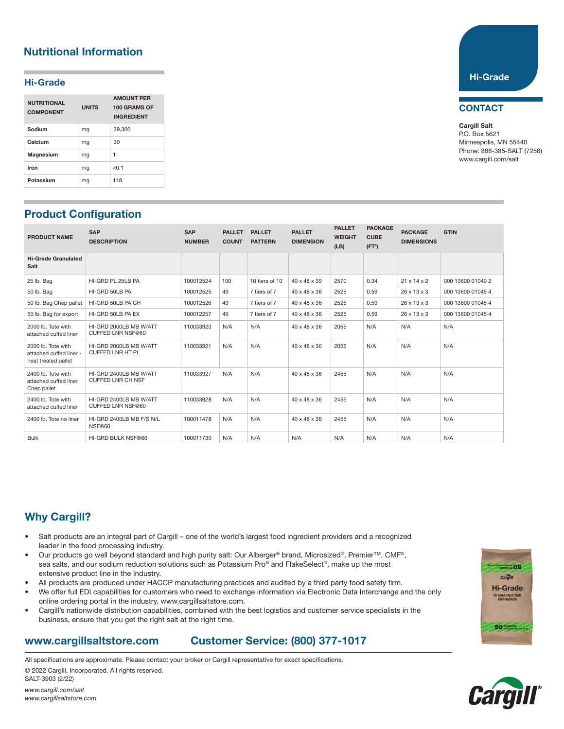## Nutritional Information

### Hi-Grade

| NUTRITIONAL COMPONENT | UNITS | AMOUNT PER 100 GRAMS OF INGREDIENT |
|---|---|---|
| **Sodium** | mg | 39,300 |
| **Calcium** | mg | 30 |
| **Magnesium** | mg | 1 |
| **Iron** | mg | <0.1 |
| **Potassium** | mg | 118 |

**Hi-Grade**

### CONTACT

**Cargill Salt**
P.O. Box 5621
Minneapolis, MN 55440
Phone: 888-385-SALT (7258)
www.cargill.com/salt

## Product Configuration

| PRODUCT NAME | SAP DESCRIPTION | SAP NUMBER | PALLET COUNT | PALLET PATTERN | PALLET DIMENSION | PALLET WEIGHT (LB) | PACKAGE CUBE (FT³) | PACKAGE DIMENSIONS | GTIN |
|---|---|---|---|---|---|---|---|---|---|
| **Hi-Grade Granulated Salt** | | | | | | | | | |
| 25 lb. Bag | HI-GRD PL 25LB PA | 100012524 | 100 | 10 tiers of 10 | 40 x 48 x 39 | 2570 | 0.34 | 21 x 14 x 2 | 000 13600 01049 2 |
| 50 lb. Bag | HI-GRD 50LB PA | 100012525 | 49 | 7 tiers of 7 | 40 x 48 x 36 | 2525 | 0.59 | 26 x 13 x 3 | 000 13600 01045 4 |
| 50 lb. Bag Chep pallet | HI-GRD 50LB PA CH | 100012526 | 49 | 7 tiers of 7 | 40 x 48 x 36 | 2525 | 0.59 | 26 x 13 x 3 | 000 13600 01045 4 |
| 50 lb. Bag for export | HI-GRD 50LB PA EX | 100012257 | 49 | 7 tiers of 7 | 40 x 48 x 36 | 2525 | 0.59 | 26 x 13 x 3 | 000 13600 01045 4 |
| 2000 lb. Tote with attached cuffed liner | HI-GRD 2000LB MB W/ATT CUFFED LNR NSF®60 | 110033923 | N/A | N/A | 40 x 48 x 36 | 2055 | N/A | N/A | N/A |
| 2000 lb. Tote with attached cuffed liner - heat treated pallet | HI-GRD 2000LB MB W/ATT CUFFED LNR HT PL | 110033921 | N/A | N/A | 40 x 48 x 36 | 2055 | N/A | N/A | N/A |
| 2400 lb. Tote with attached cuffed liner Chep pallet | HI-GRD 2400LB MB W/ATT CUFFED LNR CH NSF | 110033927 | N/A | N/A | 40 x 48 x 36 | 2455 | N/A | N/A | N/A |
| 2400 lb. Tote with attached cuffed liner | HI-GRD 2400LB MB W/ATT CUFFED LNR NSF®60 | 110033928 | N/A | N/A | 40 x 48 x 36 | 2455 | N/A | N/A | N/A |
| 2400 lb. Tote no liner | HI-GRD 2400LB MB F/S N/L NSF®60 | 100011478 | N/A | N/A | 40 x 48 x 36 | 2455 | N/A | N/A | N/A |
| Bulk | HI-GRD BULK NSF®60 | 100011730 | N/A | N/A | N/A | N/A | N/A | N/A | N/A |

## Why Cargill?

- Salt products are an integral part of Cargill – one of the world's largest food ingredient providers and a recognized leader in the food processing industry.
- Our products go well beyond standard and high purity salt: Our Alberger® brand, Microsized®, Premier™, CMF®, sea salts, and our sodium reduction solutions such as Potassium Pro® and FlakeSelect®, make up the most extensive product line in the Industry.
- All products are produced under HACCP manufacturing practices and audited by a third party food safety firm.
- We offer full EDI capabilities for customers who need to exchange information via Electronic Data Interchange and the only online ordering portal in the industry, www.cargillsaltstore.com.
- Cargill's nationwide distribution capabilities, combined with the best logistics and customer service specialists in the business, ensure that you get the right salt at the right time.

**www.cargillsaltstore.com** **Customer Service: (800) 377-1017**

All specifications are approximate. Please contact your broker or Cargill representative for exact specifications.

© 2022 Cargill, Incorporated. All rights reserved.
SALT-3903 (2/22)

*www.cargill.com/salt*
*www.cargillsaltstore.com*